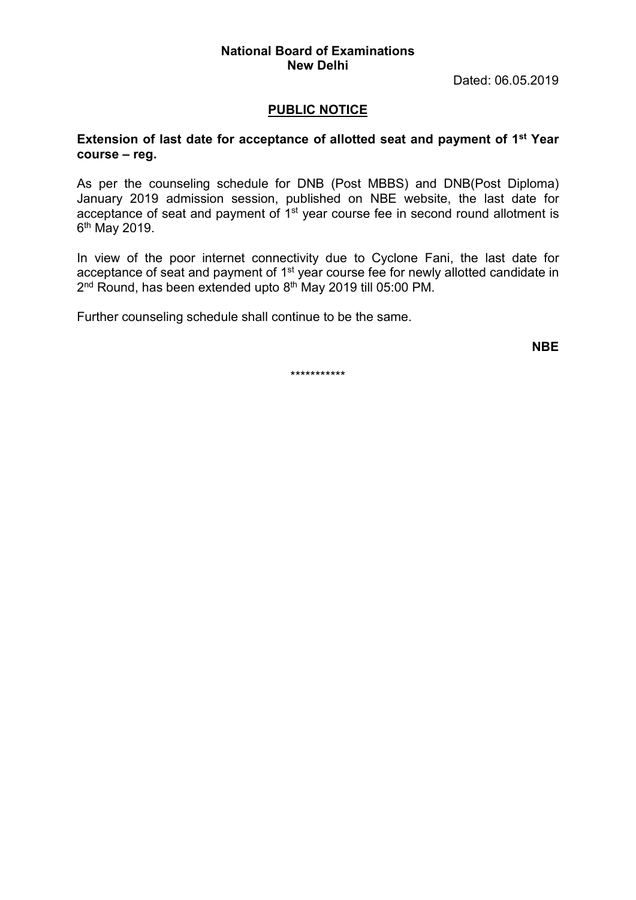**National Board of Examinations**
**New Delhi**

Dated: 06.05.2019

## PUBLIC NOTICE

**Extension of last date for acceptance of allotted seat and payment of 1st Year course – reg.**

As per the counseling schedule for DNB (Post MBBS) and DNB(Post Diploma) January 2019 admission session, published on NBE website, the last date for acceptance of seat and payment of 1st year course fee in second round allotment is 6th May 2019.

In view of the poor internet connectivity due to Cyclone Fani, the last date for acceptance of seat and payment of 1st year course fee for newly allotted candidate in 2nd Round, has been extended upto 8th May 2019 till 05:00 PM.

Further counseling schedule shall continue to be the same.

**NBE**

\*\*\*\*\*\*\*\*\*\*\*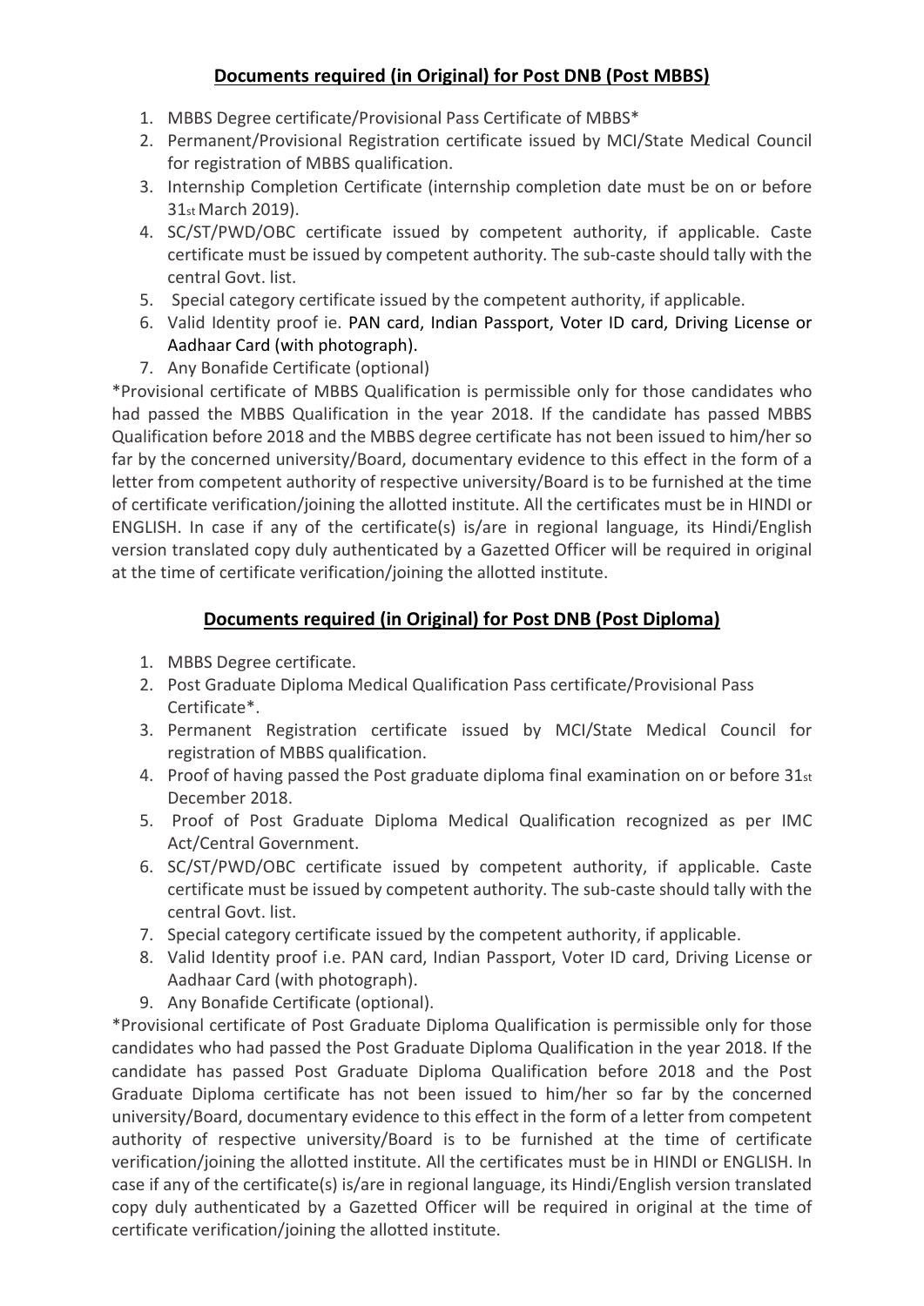## **Documents required (in Original) for Post DNB (Post MBBS)**

1. MBBS Degree certificate/Provisional Pass Certificate of MBBS*
2. Permanent/Provisional Registration certificate issued by MCI/State Medical Council for registration of MBBS qualification.
3. Internship Completion Certificate (internship completion date must be on or before 31st March 2019).
4. SC/ST/PWD/OBC certificate issued by competent authority, if applicable. Caste certificate must be issued by competent authority. The sub-caste should tally with the central Govt. list.
5. Special category certificate issued by the competent authority, if applicable.
6. Valid Identity proof ie. PAN card, Indian Passport, Voter ID card, Driving License or Aadhaar Card (with photograph).
7. Any Bonafide Certificate (optional)

*Provisional certificate of MBBS Qualification is permissible only for those candidates who had passed the MBBS Qualification in the year 2018. If the candidate has passed MBBS Qualification before 2018 and the MBBS degree certificate has not been issued to him/her so far by the concerned university/Board, documentary evidence to this effect in the form of a letter from competent authority of respective university/Board is to be furnished at the time of certificate verification/joining the allotted institute. All the certificates must be in HINDI or ENGLISH. In case if any of the certificate(s) is/are in regional language, its Hindi/English version translated copy duly authenticated by a Gazetted Officer will be required in original at the time of certificate verification/joining the allotted institute.

## **Documents required (in Original) for Post DNB (Post Diploma)**

1. MBBS Degree certificate.
2. Post Graduate Diploma Medical Qualification Pass certificate/Provisional Pass Certificate*.
3. Permanent Registration certificate issued by MCI/State Medical Council for registration of MBBS qualification.
4. Proof of having passed the Post graduate diploma final examination on or before 31st December 2018.
5. Proof of Post Graduate Diploma Medical Qualification recognized as per IMC Act/Central Government.
6. SC/ST/PWD/OBC certificate issued by competent authority, if applicable. Caste certificate must be issued by competent authority. The sub-caste should tally with the central Govt. list.
7. Special category certificate issued by the competent authority, if applicable.
8. Valid Identity proof i.e. PAN card, Indian Passport, Voter ID card, Driving License or Aadhaar Card (with photograph).
9. Any Bonafide Certificate (optional).

*Provisional certificate of Post Graduate Diploma Qualification is permissible only for those candidates who had passed the Post Graduate Diploma Qualification in the year 2018. If the candidate has passed Post Graduate Diploma Qualification before 2018 and the Post Graduate Diploma certificate has not been issued to him/her so far by the concerned university/Board, documentary evidence to this effect in the form of a letter from competent authority of respective university/Board is to be furnished at the time of certificate verification/joining the allotted institute. All the certificates must be in HINDI or ENGLISH. In case if any of the certificate(s) is/are in regional language, its Hindi/English version translated copy duly authenticated by a Gazetted Officer will be required in original at the time of certificate verification/joining the allotted institute.